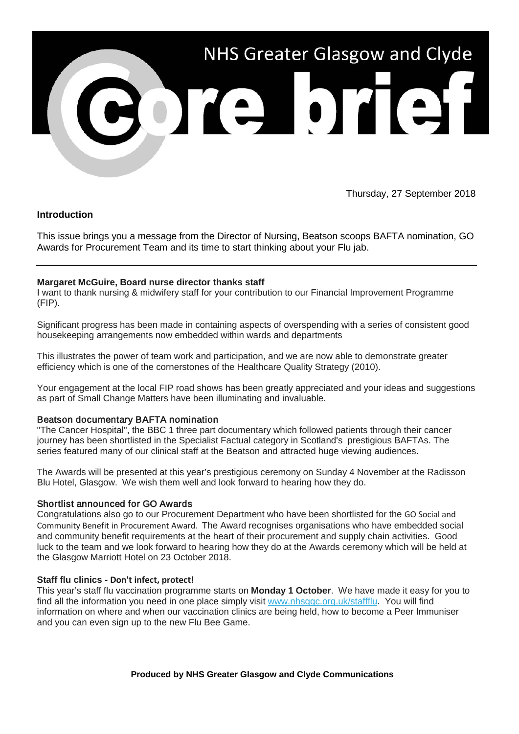# NHS Greater Glasgow and Clyde Core brief

Thursday, 27 September 2018

## Introduction

This issue brings you a message from the Director of Nursing, Beatson scoops BAFTA nomination, GO Awards for Procurement Team and its time to start thinking about your Flu jab.

---

### Margaret McGuire, Board nurse director thanks staff

I want to thank nursing & midwifery staff for your contribution to our Financial Improvement Programme (FIP).

Significant progress has been made in containing aspects of overspending with a series of consistent good housekeeping arrangements now embedded within wards and departments

This illustrates the power of team work and participation, and we are now able to demonstrate greater efficiency which is one of the cornerstones of the Healthcare Quality Strategy (2010).

Your engagement at the local FIP road shows has been greatly appreciated and your ideas and suggestions as part of Small Change Matters have been illuminating and invaluable.

### Beatson documentary BAFTA nomination

"The Cancer Hospital", the BBC 1 three part documentary which followed patients through their cancer journey has been shortlisted in the Specialist Factual category in Scotland's prestigious BAFTAs. The series featured many of our clinical staff at the Beatson and attracted huge viewing audiences.

The Awards will be presented at this year's prestigious ceremony on Sunday 4 November at the Radisson Blu Hotel, Glasgow. We wish them well and look forward to hearing how they do.

### Shortlist announced for GO Awards

Congratulations also go to our Procurement Department who have been shortlisted for the GO Social and Community Benefit in Procurement Award. The Award recognises organisations who have embedded social and community benefit requirements at the heart of their procurement and supply chain activities. Good luck to the team and we look forward to hearing how they do at the Awards ceremony which will be held at the Glasgow Marriott Hotel on 23 October 2018.

### Staff flu clinics - Don't infect, protect!

This year's staff flu vaccination programme starts on **Monday 1 October**. We have made it easy for you to find all the information you need in one place simply visit [www.nhsggc.org.uk/staffflu](http://www.nhsggc.org.uk/staffflu). You will find information on where and when our vaccination clinics are being held, how to become a Peer Immuniser and you can even sign up to the new Flu Bee Game.

**Produced by NHS Greater Glasgow and Clyde Communications**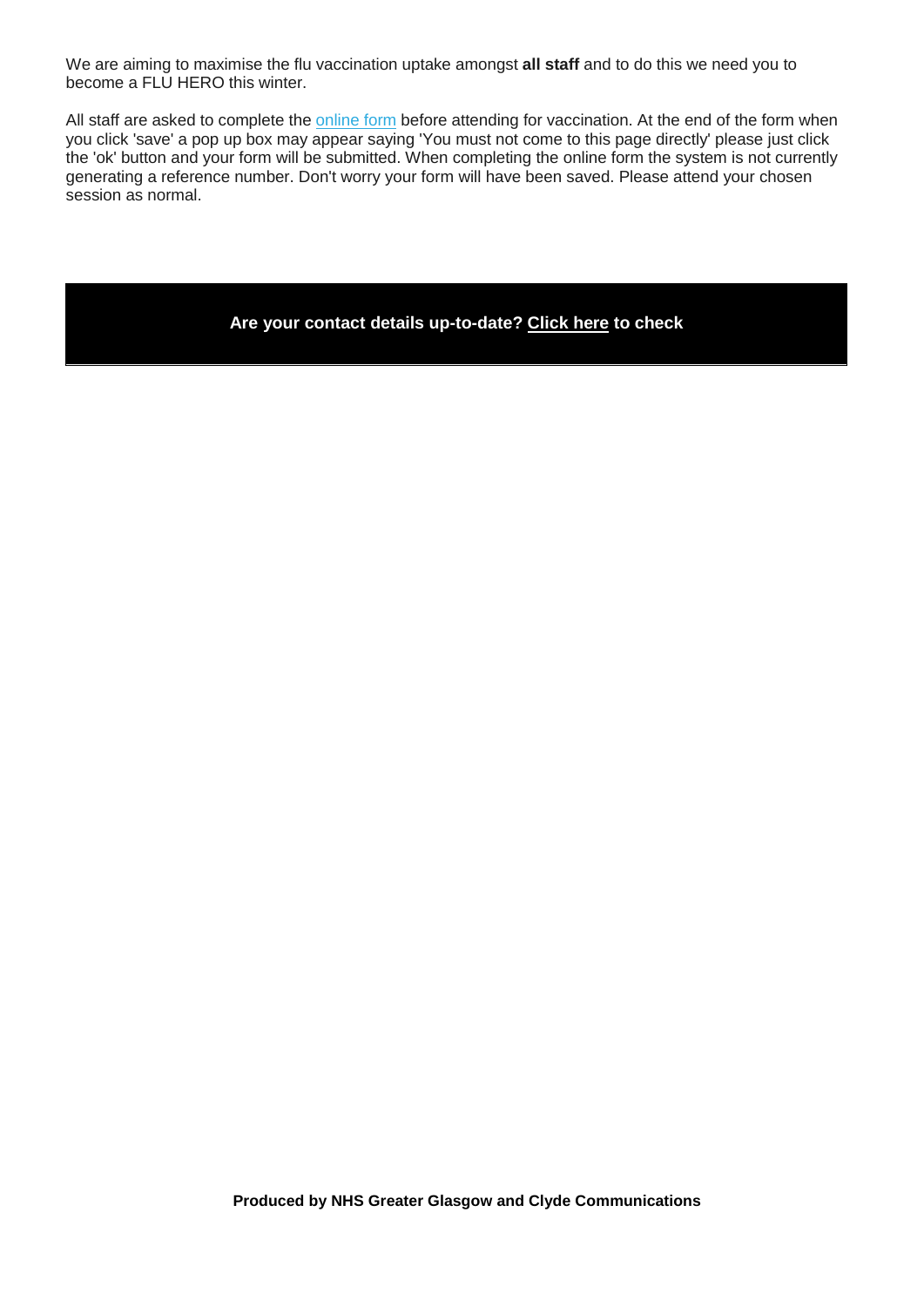We are aiming to maximise the flu vaccination uptake amongst **all staff** and to do this we need you to become a FLU HERO this winter.

All staff are asked to complete the online form before attending for vaccination. At the end of the form when you click 'save' a pop up box may appear saying 'You must not come to this page directly' please just click the 'ok' button and your form will be submitted. When completing the online form the system is not currently generating a reference number. Don't worry your form will have been saved. Please attend your chosen session as normal.

**Are your contact details up-to-date? Click here to check**

**Produced by NHS Greater Glasgow and Clyde Communications**